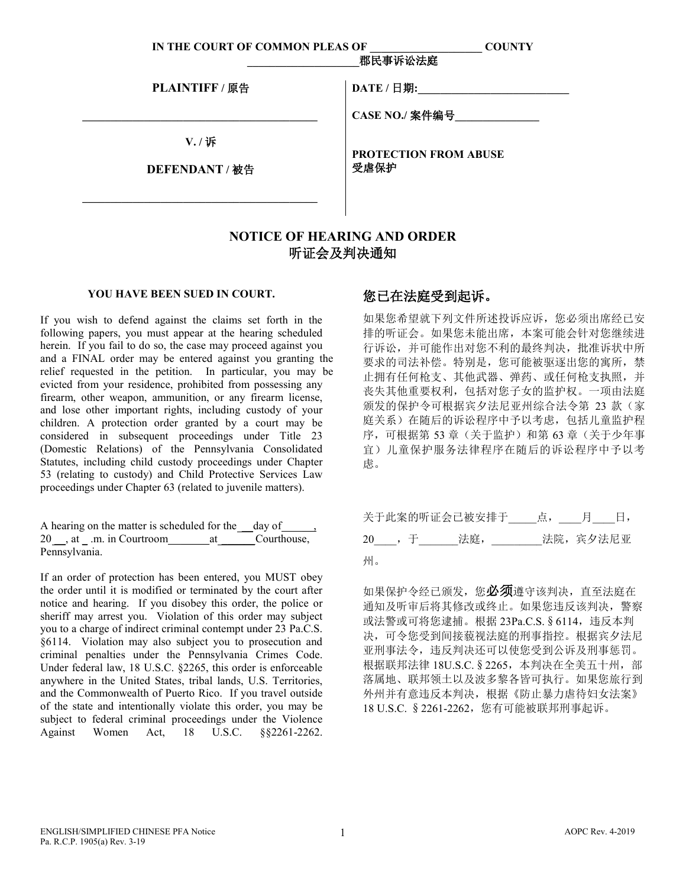**IN THE COURT OF COMMON PLEAS OF ____________________ COUNTY**
**____________________郡民事诉讼法庭**

| PLAINTIFF / 原告 | DATE / 日期:____________________________ |
|---|---|
| ____________________________________________ | CASE NO./ 案件编号_______________ |
| V. / 诉 | PROTECTION FROM ABUSE 受虐保护 |
| DEFENDANT / 被告 | |
| ____________________________________________ | |

# NOTICE OF HEARING AND ORDER
# 听证会及判决通知

### YOU HAVE BEEN SUED IN COURT.

If you wish to defend against the claims set forth in the following papers, you must appear at the hearing scheduled herein. If you fail to do so, the case may proceed against you and a FINAL order may be entered against you granting the relief requested in the petition. In particular, you may be evicted from your residence, prohibited from possessing any firearm, other weapon, ammunition, or any firearm license, and lose other important rights, including custody of your children. A protection order granted by a court may be considered in subsequent proceedings under Title 23 (Domestic Relations) of the Pennsylvania Consolidated Statutes, including child custody proceedings under Chapter 53 (relating to custody) and Child Protective Services Law proceedings under Chapter 63 (related to juvenile matters).

A hearing on the matter is scheduled for the __ day of______, 20__, at _ .m. in Courtroom________at _______Courthouse, Pennsylvania.

If an order of protection has been entered, you MUST obey the order until it is modified or terminated by the court after notice and hearing. If you disobey this order, the police or sheriff may arrest you. Violation of this order may subject you to a charge of indirect criminal contempt under 23 Pa.C.S. §6114. Violation may also subject you to prosecution and criminal penalties under the Pennsylvania Crimes Code. Under federal law, 18 U.S.C. §2265, this order is enforceable anywhere in the United States, tribal lands, U.S. Territories, and the Commonwealth of Puerto Rico. If you travel outside of the state and intentionally violate this order, you may be subject to federal criminal proceedings under the Violence Against Women Act, 18 U.S.C. §§2261-2262.

### 您已在法庭受到起诉。

如果您希望就下列文件所述投诉应诉，您必须出席经已安排的听证会。如果您未能出席，本案可能会针对您继续进行诉讼，并可能作出对您不利的最终判决，批准诉状中所要求的司法补偿。特别是，您可能被驱逐出您的寓所，禁止拥有任何枪支、其他武器、弹药、或任何枪支执照，并丧失其他重要权利，包括对您子女的监护权。一项由法庭颁发的保护令可根据宾夕法尼亚州综合法令第 23 款（家庭关系）在随后的诉讼程序中予以考虑，包括儿童监护程序，可根据第 53 章（关于监护）和第 63 章（关于少年事宜）儿童保护服务法律程序在随后的诉讼程序中予以考虑。

关于此案的听证会已被安排于_____点，____月____日，20____，于_______法庭，_________法院，宾夕法尼亚州。

如果保护令经已颁发，您**必须**遵守该判决，直至法庭在通知及听审后将其修改或终止。如果您违反该判决，警察或法警或可将您逮捕。根据 23Pa.C.S.§6114，违反本判决，可令您受到间接藐视法庭的刑事指控。根据宾夕法尼亚刑事法令，违反判决还可以使您受到公诉及刑事惩罚。根据联邦法律 18U.S.C.§2265，本判决在全美五十州，部落属地、联邦领土以及波多黎各皆可执行。如果您旅行到外州并有意违反本判决，根据《防止暴力虐待妇女法案》18 U.S.C. §2261-2262，您有可能被联邦刑事起诉。

ENGLISH/SIMPLIFIED CHINESE PFA Notice
Pa. R.C.P. 1905(a) Rev. 3-19

AOPC Rev. 4-2019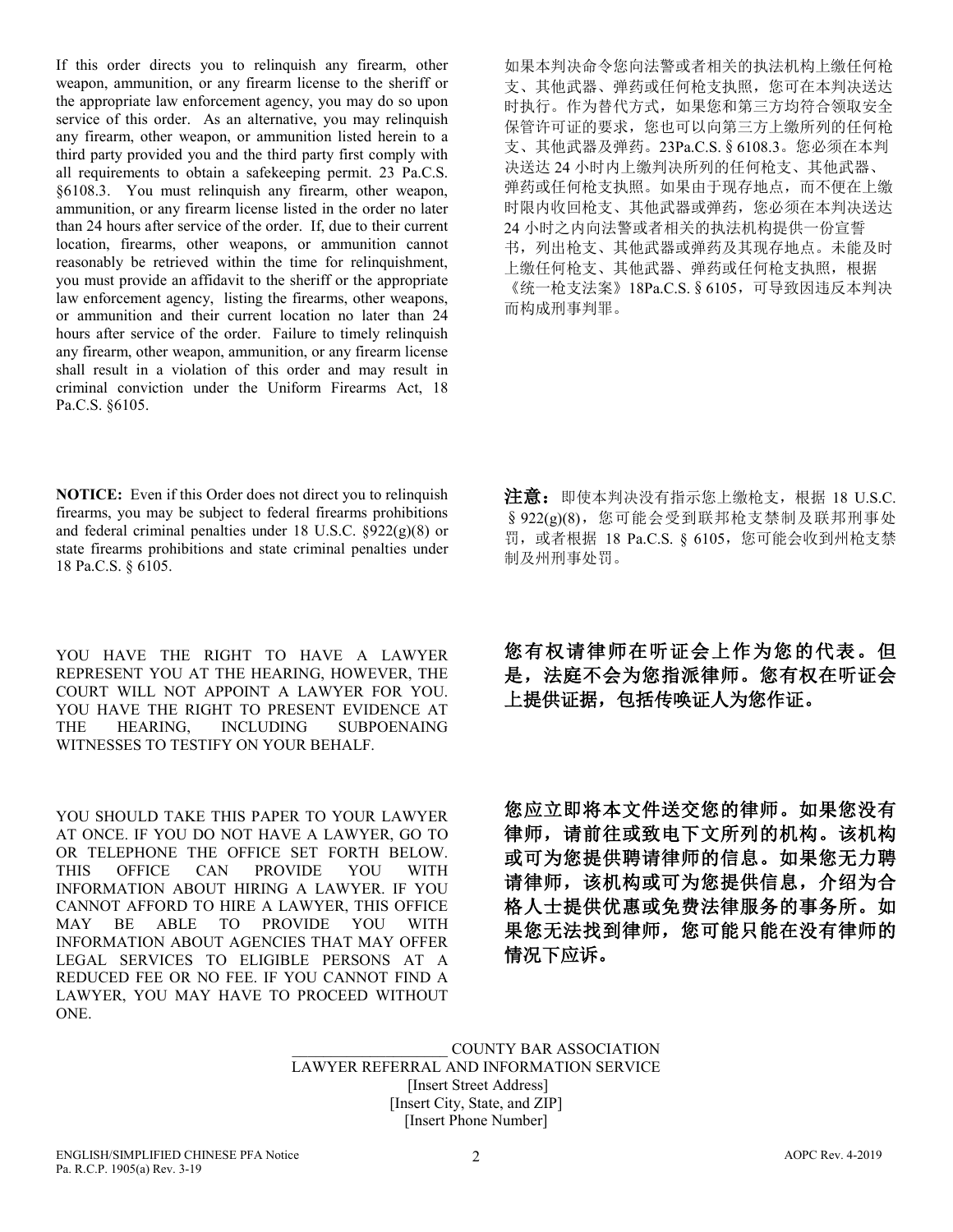If this order directs you to relinquish any firearm, other weapon, ammunition, or any firearm license to the sheriff or the appropriate law enforcement agency, you may do so upon service of this order. As an alternative, you may relinquish any firearm, other weapon, or ammunition listed herein to a third party provided you and the third party first comply with all requirements to obtain a safekeeping permit. 23 Pa.C.S. §6108.3. You must relinquish any firearm, other weapon, ammunition, or any firearm license listed in the order no later than 24 hours after service of the order. If, due to their current location, firearms, other weapons, or ammunition cannot reasonably be retrieved within the time for relinquishment, you must provide an affidavit to the sheriff or the appropriate law enforcement agency, listing the firearms, other weapons, or ammunition and their current location no later than 24 hours after service of the order. Failure to timely relinquish any firearm, other weapon, ammunition, or any firearm license shall result in a violation of this order and may result in criminal conviction under the Uniform Firearms Act, 18 Pa.C.S. §6105.

如果本判决命令您向法警或者相关的执法机构上缴任何枪支、其他武器、弹药或任何枪支执照，您可在本判决送达时执行。作为替代方式，如果您和第三方均符合领取安全保管许可证的要求，您也可以向第三方上缴所列的任何枪支、其他武器及弹药。23Pa.C.S. § 6108.3。您必须在本判决送达 24 小时内上缴判决所列的任何枪支、其他武器、弹药或任何枪支执照。如果由于现存地点，而不便在上缴时限内收回枪支、其他武器或弹药，您必须在本判决送达 24 小时之内向法警或者相关的执法机构提供一份宣誓书，列出枪支、其他武器或弹药及其现存地点。未能及时上缴任何枪支、其他武器、弹药或任何枪支执照，根据《统一枪支法案》18Pa.C.S. § 6105，可导致因违反本判决而构成刑事判罪。

**NOTICE:** Even if this Order does not direct you to relinquish firearms, you may be subject to federal firearms prohibitions and federal criminal penalties under 18 U.S.C. §922(g)(8) or state firearms prohibitions and state criminal penalties under 18 Pa.C.S. § 6105.

**注意：**即使本判决没有指示您上缴枪支，根据 18 U.S.C. § 922(g)(8)，您可能会受到联邦枪支禁制及联邦刑事处罚，或者根据 18 Pa.C.S. § 6105，您可能会收到州枪支禁制及州刑事处罚。

YOU HAVE THE RIGHT TO HAVE A LAWYER REPRESENT YOU AT THE HEARING, HOWEVER, THE COURT WILL NOT APPOINT A LAWYER FOR YOU. YOU HAVE THE RIGHT TO PRESENT EVIDENCE AT THE HEARING, INCLUDING SUBPOENAING WITNESSES TO TESTIFY ON YOUR BEHALF.

**您有权请律师在听证会上作为您的代表。但是，法庭不会为您指派律师。您有权在听证会上提供证据，包括传唤证人为您作证。**

YOU SHOULD TAKE THIS PAPER TO YOUR LAWYER AT ONCE. IF YOU DO NOT HAVE A LAWYER, GO TO OR TELEPHONE THE OFFICE SET FORTH BELOW. THIS OFFICE CAN PROVIDE YOU WITH INFORMATION ABOUT HIRING A LAWYER. IF YOU CANNOT AFFORD TO HIRE A LAWYER, THIS OFFICE MAY BE ABLE TO PROVIDE YOU WITH INFORMATION ABOUT AGENCIES THAT MAY OFFER LEGAL SERVICES TO ELIGIBLE PERSONS AT A REDUCED FEE OR NO FEE. IF YOU CANNOT FIND A LAWYER, YOU MAY HAVE TO PROCEED WITHOUT ONE.

**您应立即将本文件送交您的律师。如果您没有律师，请前往或致电下文所列的机构。该机构或可为您提供聘请律师的信息。如果您无力聘请律师，该机构或可为您提供信息，介绍为合格人士提供优惠或免费法律服务的事务所。如果您无法找到律师，您可能只能在没有律师的情况下应诉。**

____________________ COUNTY BAR ASSOCIATION
LAWYER REFERRAL AND INFORMATION SERVICE
[Insert Street Address]
[Insert City, State, and ZIP]
[Insert Phone Number]

ENGLISH/SIMPLIFIED CHINESE PFA Notice
Pa. R.C.P. 1905(a) Rev. 3-19

AOPC Rev. 4-2019